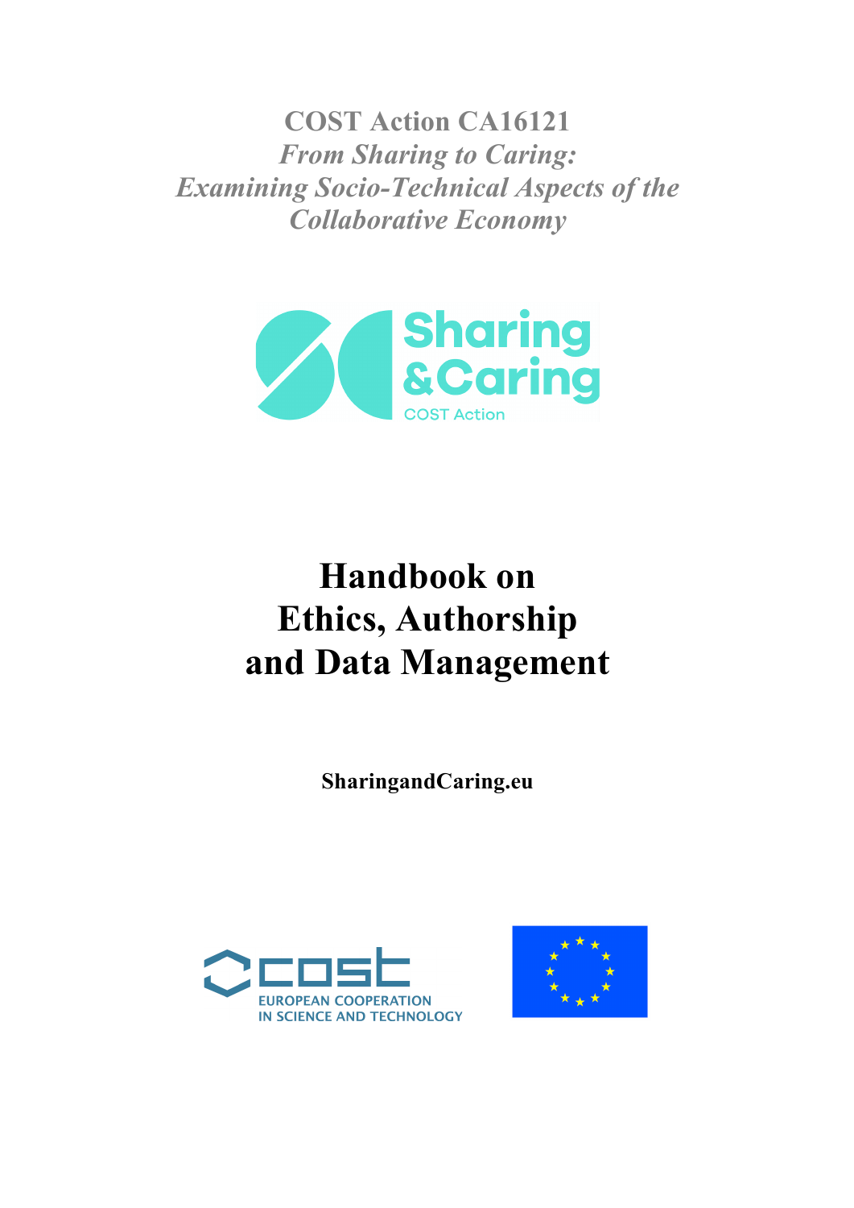**COST Action CA16121**

***From Sharing to Caring:***
***Examining Socio-Technical Aspects of the Collaborative Economy***

Sharing & Caring
COST Action

# Handbook on Ethics, Authorship and Data Management

**SharingandCaring.eu**

COST
EUROPEAN COOPERATION IN SCIENCE AND TECHNOLOGY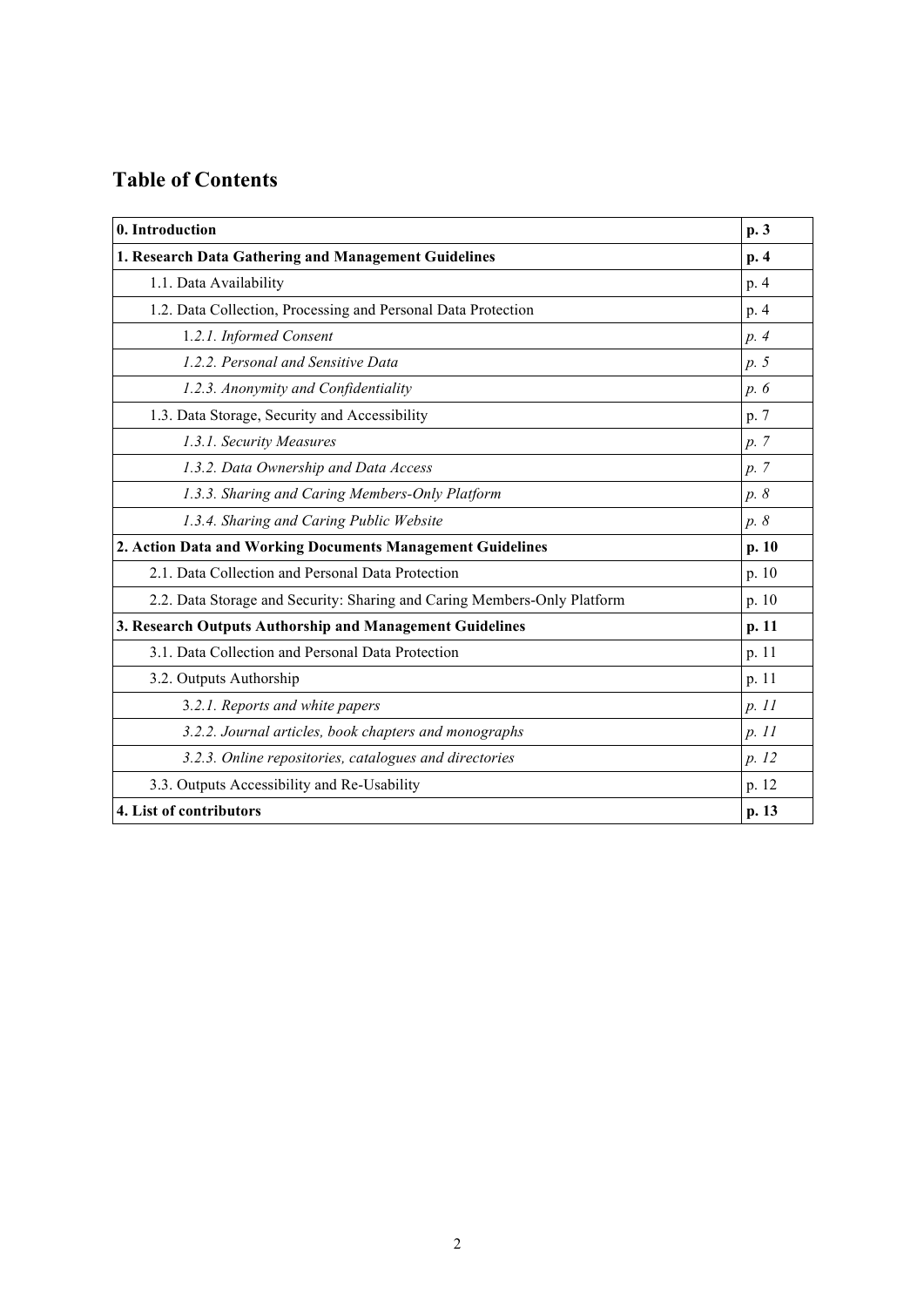## Table of Contents

| **0. Introduction** | **p. 3** |
|---|---|
| **1. Research Data Gathering and Management Guidelines** | **p. 4** |
| 1.1. Data Availability | p. 4 |
| 1.2. Data Collection, Processing and Personal Data Protection | p. 4 |
| *1.2.1. Informed Consent* | *p. 4* |
| *1.2.2. Personal and Sensitive Data* | *p. 5* |
| *1.2.3. Anonymity and Confidentiality* | *p. 6* |
| 1.3. Data Storage, Security and Accessibility | p. 7 |
| *1.3.1. Security Measures* | *p. 7* |
| *1.3.2. Data Ownership and Data Access* | *p. 7* |
| *1.3.3. Sharing and Caring Members-Only Platform* | *p. 8* |
| *1.3.4. Sharing and Caring Public Website* | *p. 8* |
| **2. Action Data and Working Documents Management Guidelines** | **p. 10** |
| 2.1. Data Collection and Personal Data Protection | p. 10 |
| 2.2. Data Storage and Security: Sharing and Caring Members-Only Platform | p. 10 |
| **3. Research Outputs Authorship and Management Guidelines** | **p. 11** |
| 3.1. Data Collection and Personal Data Protection | p. 11 |
| 3.2. Outputs Authorship | p. 11 |
| *3.2.1. Reports and white papers* | *p. 11* |
| *3.2.2. Journal articles, book chapters and monographs* | *p. 11* |
| *3.2.3. Online repositories, catalogues and directories* | *p. 12* |
| 3.3. Outputs Accessibility and Re-Usability | p. 12 |
| **4. List of contributors** | **p. 13** |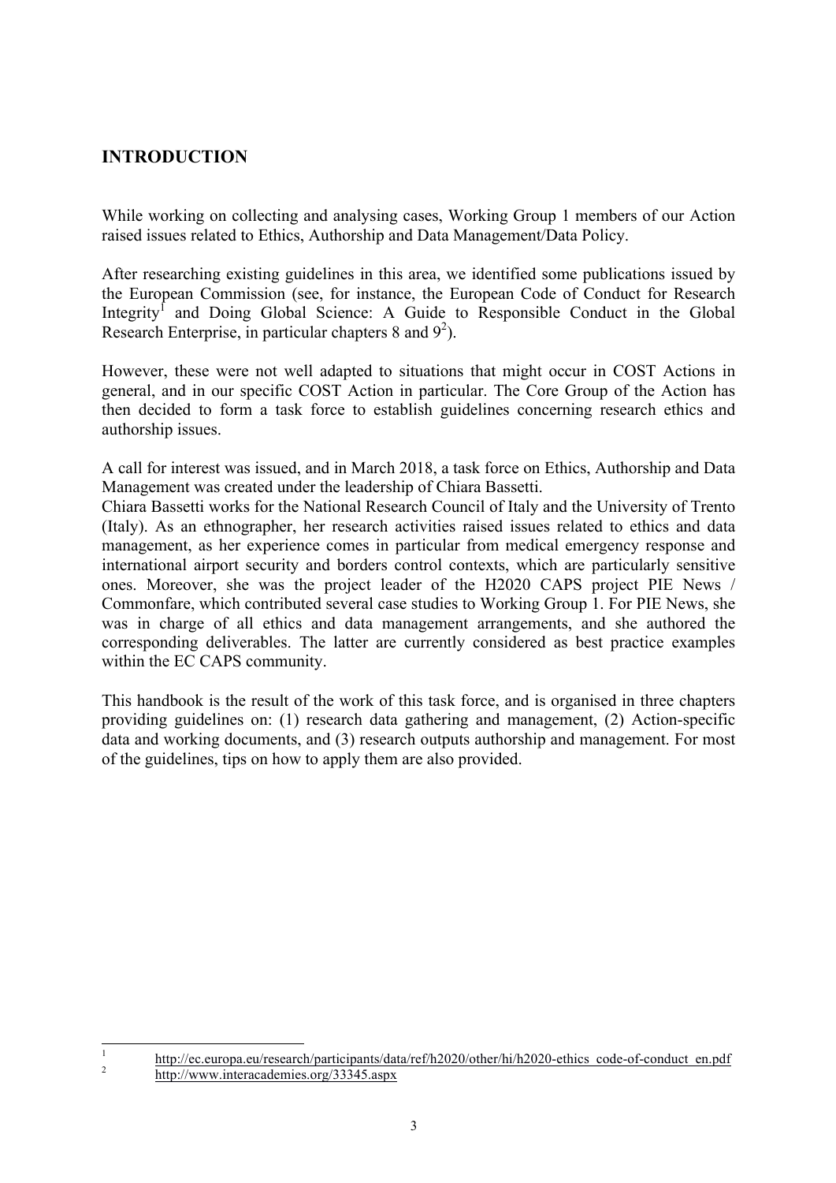## INTRODUCTION

While working on collecting and analysing cases, Working Group 1 members of our Action raised issues related to Ethics, Authorship and Data Management/Data Policy.

After researching existing guidelines in this area, we identified some publications issued by the European Commission (see, for instance, the European Code of Conduct for Research Integrity[1] and Doing Global Science: A Guide to Responsible Conduct in the Global Research Enterprise, in particular chapters 8 and 9[2]).

However, these were not well adapted to situations that might occur in COST Actions in general, and in our specific COST Action in particular. The Core Group of the Action has then decided to form a task force to establish guidelines concerning research ethics and authorship issues.

A call for interest was issued, and in March 2018, a task force on Ethics, Authorship and Data Management was created under the leadership of Chiara Bassetti.

Chiara Bassetti works for the National Research Council of Italy and the University of Trento (Italy). As an ethnographer, her research activities raised issues related to ethics and data management, as her experience comes in particular from medical emergency response and international airport security and borders control contexts, which are particularly sensitive ones. Moreover, she was the project leader of the H2020 CAPS project PIE News / Commonfare, which contributed several case studies to Working Group 1. For PIE News, she was in charge of all ethics and data management arrangements, and she authored the corresponding deliverables. The latter are currently considered as best practice examples within the EC CAPS community.

This handbook is the result of the work of this task force, and is organised in three chapters providing guidelines on: (1) research data gathering and management, (2) Action-specific data and working documents, and (3) research outputs authorship and management. For most of the guidelines, tips on how to apply them are also provided.

---

[1] http://ec.europa.eu/research/participants/data/ref/h2020/other/hi/h2020-ethics_code-of-conduct_en.pdf

[2] http://www.interacademies.org/33345.aspx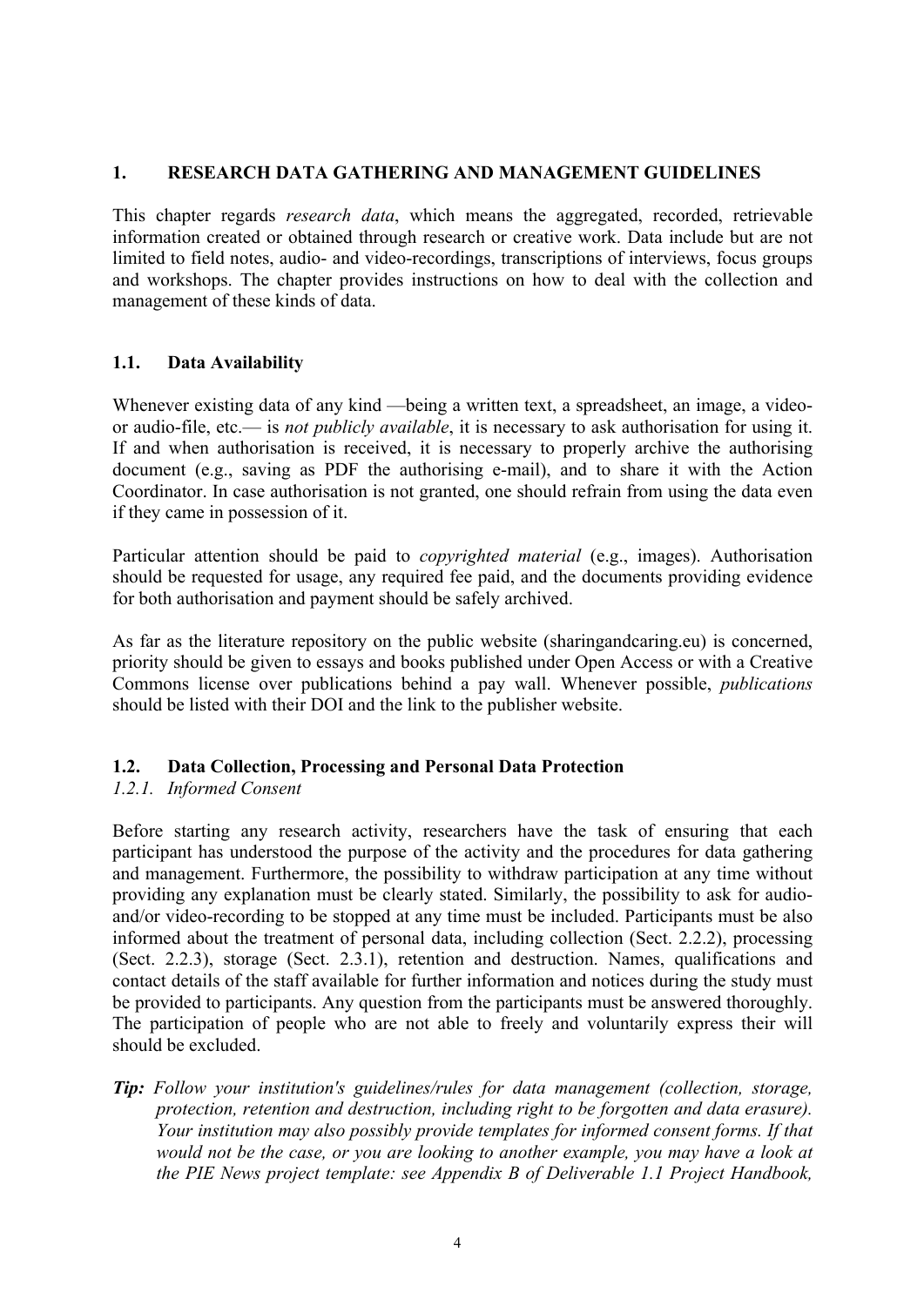# 1. RESEARCH DATA GATHERING AND MANAGEMENT GUIDELINES

This chapter regards *research data*, which means the aggregated, recorded, retrievable information created or obtained through research or creative work. Data include but are not limited to field notes, audio- and video-recordings, transcriptions of interviews, focus groups and workshops. The chapter provides instructions on how to deal with the collection and management of these kinds of data.

## 1.1. Data Availability

Whenever existing data of any kind —being a written text, a spreadsheet, an image, a video- or audio-file, etc.— is *not publicly available*, it is necessary to ask authorisation for using it. If and when authorisation is received, it is necessary to properly archive the authorising document (e.g., saving as PDF the authorising e-mail), and to share it with the Action Coordinator. In case authorisation is not granted, one should refrain from using the data even if they came in possession of it.

Particular attention should be paid to *copyrighted material* (e.g., images). Authorisation should be requested for usage, any required fee paid, and the documents providing evidence for both authorisation and payment should be safely archived.

As far as the literature repository on the public website (sharingandcaring.eu) is concerned, priority should be given to essays and books published under Open Access or with a Creative Commons license over publications behind a pay wall. Whenever possible, *publications* should be listed with their DOI and the link to the publisher website.

## 1.2. Data Collection, Processing and Personal Data Protection

### *1.2.1. Informed Consent*

Before starting any research activity, researchers have the task of ensuring that each participant has understood the purpose of the activity and the procedures for data gathering and management. Furthermore, the possibility to withdraw participation at any time without providing any explanation must be clearly stated. Similarly, the possibility to ask for audio- and/or video-recording to be stopped at any time must be included. Participants must be also informed about the treatment of personal data, including collection (Sect. 2.2.2), processing (Sect. 2.2.3), storage (Sect. 2.3.1), retention and destruction. Names, qualifications and contact details of the staff available for further information and notices during the study must be provided to participants. Any question from the participants must be answered thoroughly. The participation of people who are not able to freely and voluntarily express their will should be excluded.

***Tip:*** *Follow your institution's guidelines/rules for data management (collection, storage, protection, retention and destruction, including right to be forgotten and data erasure). Your institution may also possibly provide templates for informed consent forms. If that would not be the case, or you are looking to another example, you may have a look at the PIE News project template: see Appendix B of Deliverable 1.1 Project Handbook,*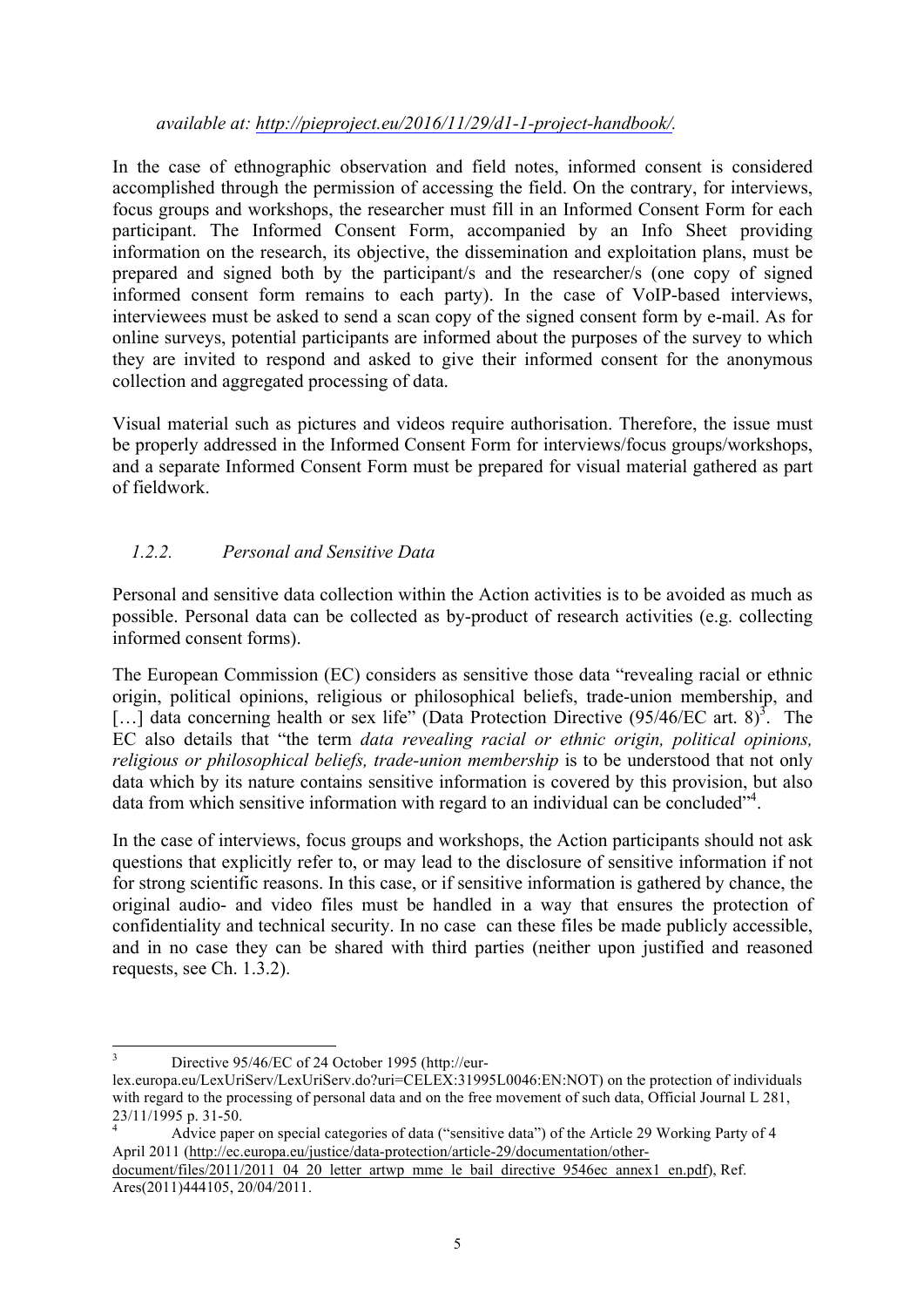*available at: http://pieproject.eu/2016/11/29/d1-1-project-handbook/.*

In the case of ethnographic observation and field notes, informed consent is considered accomplished through the permission of accessing the field. On the contrary, for interviews, focus groups and workshops, the researcher must fill in an Informed Consent Form for each participant. The Informed Consent Form, accompanied by an Info Sheet providing information on the research, its objective, the dissemination and exploitation plans, must be prepared and signed both by the participant/s and the researcher/s (one copy of signed informed consent form remains to each party). In the case of VoIP-based interviews, interviewees must be asked to send a scan copy of the signed consent form by e-mail. As for online surveys, potential participants are informed about the purposes of the survey to which they are invited to respond and asked to give their informed consent for the anonymous collection and aggregated processing of data.

Visual material such as pictures and videos require authorisation. Therefore, the issue must be properly addressed in the Informed Consent Form for interviews/focus groups/workshops, and a separate Informed Consent Form must be prepared for visual material gathered as part of fieldwork.

### *1.2.2. Personal and Sensitive Data*

Personal and sensitive data collection within the Action activities is to be avoided as much as possible. Personal data can be collected as by-product of research activities (e.g. collecting informed consent forms).

The European Commission (EC) considers as sensitive those data "revealing racial or ethnic origin, political opinions, religious or philosophical beliefs, trade-union membership, and […] data concerning health or sex life" (Data Protection Directive (95/46/EC art. 8)[3]. The EC also details that "the term *data revealing racial or ethnic origin, political opinions, religious or philosophical beliefs, trade-union membership* is to be understood that not only data which by its nature contains sensitive information is covered by this provision, but also data from which sensitive information with regard to an individual can be concluded"[4].

In the case of interviews, focus groups and workshops, the Action participants should not ask questions that explicitly refer to, or may lead to the disclosure of sensitive information if not for strong scientific reasons. In this case, or if sensitive information is gathered by chance, the original audio- and video files must be handled in a way that ensures the protection of confidentiality and technical security. In no case can these files be made publicly accessible, and in no case they can be shared with third parties (neither upon justified and reasoned requests, see Ch. 1.3.2).

---

[3] Directive 95/46/EC of 24 October 1995 (http://eur-lex.europa.eu/LexUriServ/LexUriServ.do?uri=CELEX:31995L0046:EN:NOT) on the protection of individuals with regard to the processing of personal data and on the free movement of such data, Official Journal L 281, 23/11/1995 p. 31-50.

[4] Advice paper on special categories of data ("sensitive data") of the Article 29 Working Party of 4 April 2011 (http://ec.europa.eu/justice/data-protection/article-29/documentation/other-document/files/2011/2011_04_20_letter_artwp_mme_le_bail_directive_9546ec_annex1_en.pdf), Ref. Ares(2011)444105, 20/04/2011.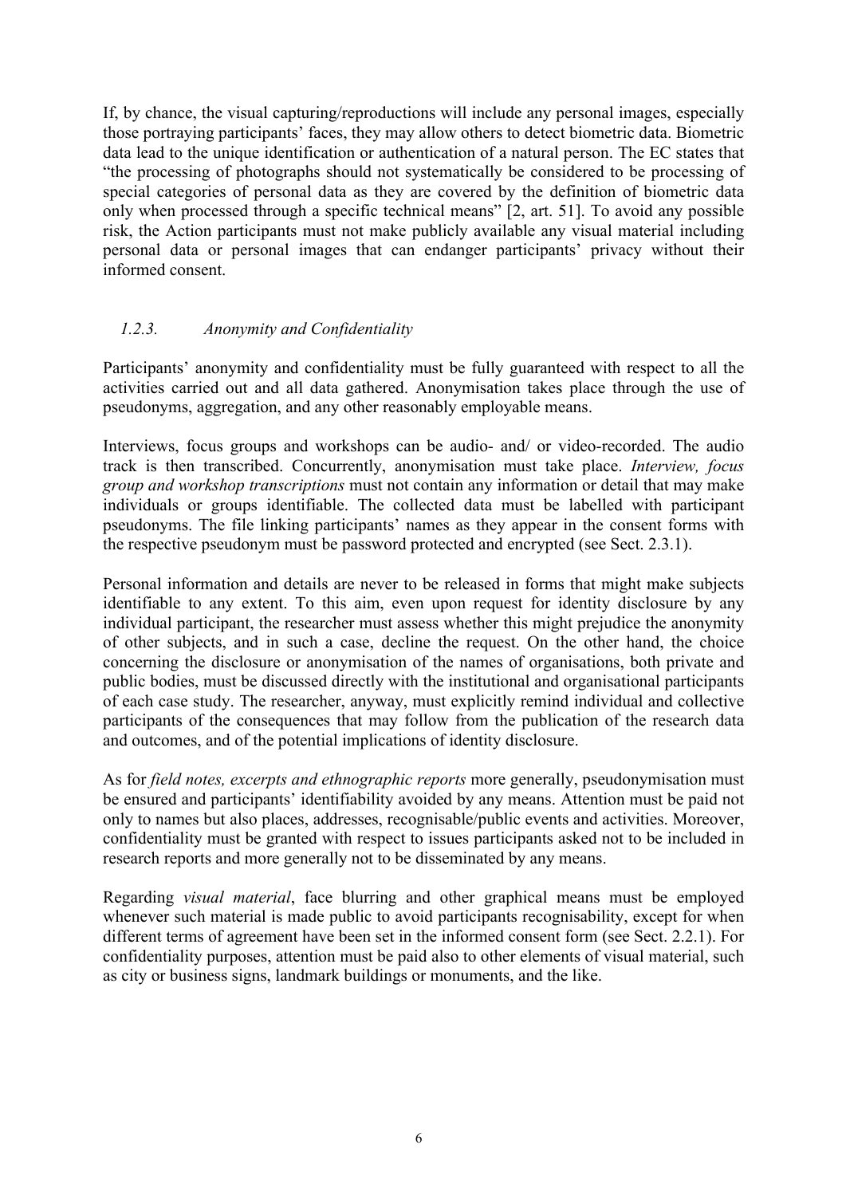If, by chance, the visual capturing/reproductions will include any personal images, especially those portraying participants' faces, they may allow others to detect biometric data. Biometric data lead to the unique identification or authentication of a natural person. The EC states that "the processing of photographs should not systematically be considered to be processing of special categories of personal data as they are covered by the definition of biometric data only when processed through a specific technical means" [2, art. 51]. To avoid any possible risk, the Action participants must not make publicly available any visual material including personal data or personal images that can endanger participants' privacy without their informed consent.

### *1.2.3. Anonymity and Confidentiality*

Participants' anonymity and confidentiality must be fully guaranteed with respect to all the activities carried out and all data gathered. Anonymisation takes place through the use of pseudonyms, aggregation, and any other reasonably employable means.

Interviews, focus groups and workshops can be audio- and/ or video-recorded. The audio track is then transcribed. Concurrently, anonymisation must take place. *Interview, focus group and workshop transcriptions* must not contain any information or detail that may make individuals or groups identifiable. The collected data must be labelled with participant pseudonyms. The file linking participants' names as they appear in the consent forms with the respective pseudonym must be password protected and encrypted (see Sect. 2.3.1).

Personal information and details are never to be released in forms that might make subjects identifiable to any extent. To this aim, even upon request for identity disclosure by any individual participant, the researcher must assess whether this might prejudice the anonymity of other subjects, and in such a case, decline the request. On the other hand, the choice concerning the disclosure or anonymisation of the names of organisations, both private and public bodies, must be discussed directly with the institutional and organisational participants of each case study. The researcher, anyway, must explicitly remind individual and collective participants of the consequences that may follow from the publication of the research data and outcomes, and of the potential implications of identity disclosure.

As for *field notes, excerpts and ethnographic reports* more generally, pseudonymisation must be ensured and participants' identifiability avoided by any means. Attention must be paid not only to names but also places, addresses, recognisable/public events and activities. Moreover, confidentiality must be granted with respect to issues participants asked not to be included in research reports and more generally not to be disseminated by any means.

Regarding *visual material*, face blurring and other graphical means must be employed whenever such material is made public to avoid participants recognisability, except for when different terms of agreement have been set in the informed consent form (see Sect. 2.2.1). For confidentiality purposes, attention must be paid also to other elements of visual material, such as city or business signs, landmark buildings or monuments, and the like.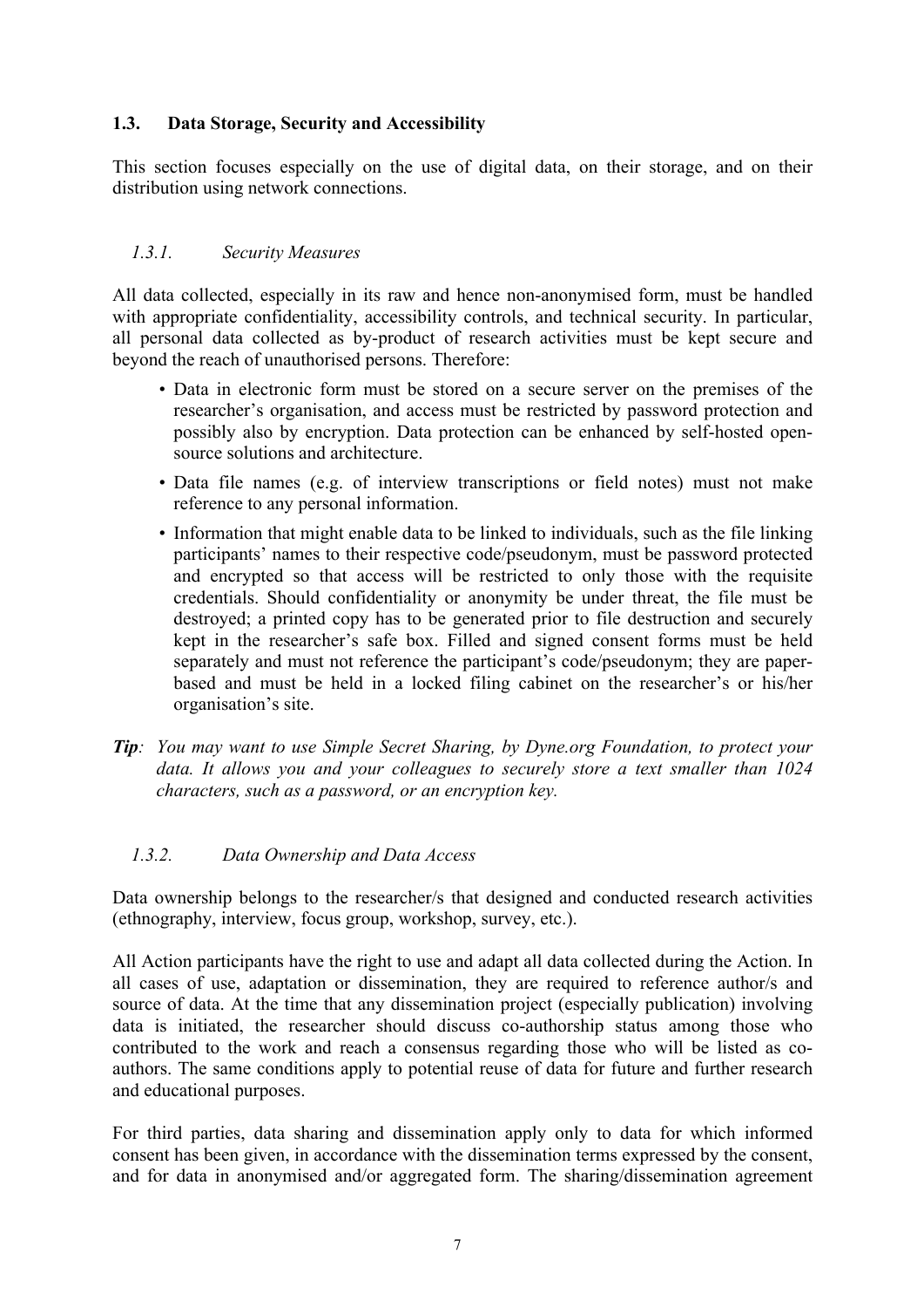## 1.3. Data Storage, Security and Accessibility

This section focuses especially on the use of digital data, on their storage, and on their distribution using network connections.

### *1.3.1. Security Measures*

All data collected, especially in its raw and hence non-anonymised form, must be handled with appropriate confidentiality, accessibility controls, and technical security. In particular, all personal data collected as by-product of research activities must be kept secure and beyond the reach of unauthorised persons. Therefore:

- Data in electronic form must be stored on a secure server on the premises of the researcher's organisation, and access must be restricted by password protection and possibly also by encryption. Data protection can be enhanced by self-hosted open-source solutions and architecture.
- Data file names (e.g. of interview transcriptions or field notes) must not make reference to any personal information.
- Information that might enable data to be linked to individuals, such as the file linking participants' names to their respective code/pseudonym, must be password protected and encrypted so that access will be restricted to only those with the requisite credentials. Should confidentiality or anonymity be under threat, the file must be destroyed; a printed copy has to be generated prior to file destruction and securely kept in the researcher's safe box. Filled and signed consent forms must be held separately and must not reference the participant's code/pseudonym; they are paper-based and must be held in a locked filing cabinet on the researcher's or his/her organisation's site.

***Tip****: You may want to use Simple Secret Sharing, by Dyne.org Foundation, to protect your data. It allows you and your colleagues to securely store a text smaller than 1024 characters, such as a password, or an encryption key.*

### *1.3.2. Data Ownership and Data Access*

Data ownership belongs to the researcher/s that designed and conducted research activities (ethnography, interview, focus group, workshop, survey, etc.).

All Action participants have the right to use and adapt all data collected during the Action. In all cases of use, adaptation or dissemination, they are required to reference author/s and source of data. At the time that any dissemination project (especially publication) involving data is initiated, the researcher should discuss co-authorship status among those who contributed to the work and reach a consensus regarding those who will be listed as co-authors. The same conditions apply to potential reuse of data for future and further research and educational purposes.

For third parties, data sharing and dissemination apply only to data for which informed consent has been given, in accordance with the dissemination terms expressed by the consent, and for data in anonymised and/or aggregated form. The sharing/dissemination agreement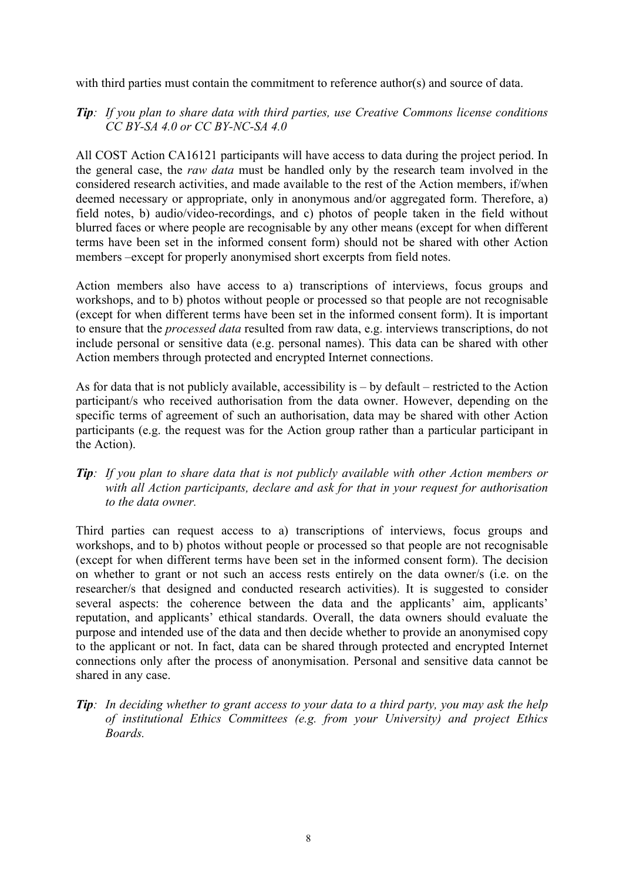with third parties must contain the commitment to reference author(s) and source of data.

***Tip**: If you plan to share data with third parties, use Creative Commons license conditions CC BY-SA 4.0 or CC BY-NC-SA 4.0*

All COST Action CA16121 participants will have access to data during the project period. In the general case, the *raw data* must be handled only by the research team involved in the considered research activities, and made available to the rest of the Action members, if/when deemed necessary or appropriate, only in anonymous and/or aggregated form. Therefore, a) field notes, b) audio/video-recordings, and c) photos of people taken in the field without blurred faces or where people are recognisable by any other means (except for when different terms have been set in the informed consent form) should not be shared with other Action members –except for properly anonymised short excerpts from field notes.

Action members also have access to a) transcriptions of interviews, focus groups and workshops, and to b) photos without people or processed so that people are not recognisable (except for when different terms have been set in the informed consent form). It is important to ensure that the *processed data* resulted from raw data, e.g. interviews transcriptions, do not include personal or sensitive data (e.g. personal names). This data can be shared with other Action members through protected and encrypted Internet connections.

As for data that is not publicly available, accessibility is – by default – restricted to the Action participant/s who received authorisation from the data owner. However, depending on the specific terms of agreement of such an authorisation, data may be shared with other Action participants (e.g. the request was for the Action group rather than a particular participant in the Action).

***Tip**: If you plan to share data that is not publicly available with other Action members or with all Action participants, declare and ask for that in your request for authorisation to the data owner.*

Third parties can request access to a) transcriptions of interviews, focus groups and workshops, and to b) photos without people or processed so that people are not recognisable (except for when different terms have been set in the informed consent form). The decision on whether to grant or not such an access rests entirely on the data owner/s (i.e. on the researcher/s that designed and conducted research activities). It is suggested to consider several aspects: the coherence between the data and the applicants' aim, applicants' reputation, and applicants' ethical standards. Overall, the data owners should evaluate the purpose and intended use of the data and then decide whether to provide an anonymised copy to the applicant or not. In fact, data can be shared through protected and encrypted Internet connections only after the process of anonymisation. Personal and sensitive data cannot be shared in any case.

***Tip**: In deciding whether to grant access to your data to a third party, you may ask the help of institutional Ethics Committees (e.g. from your University) and project Ethics Boards.*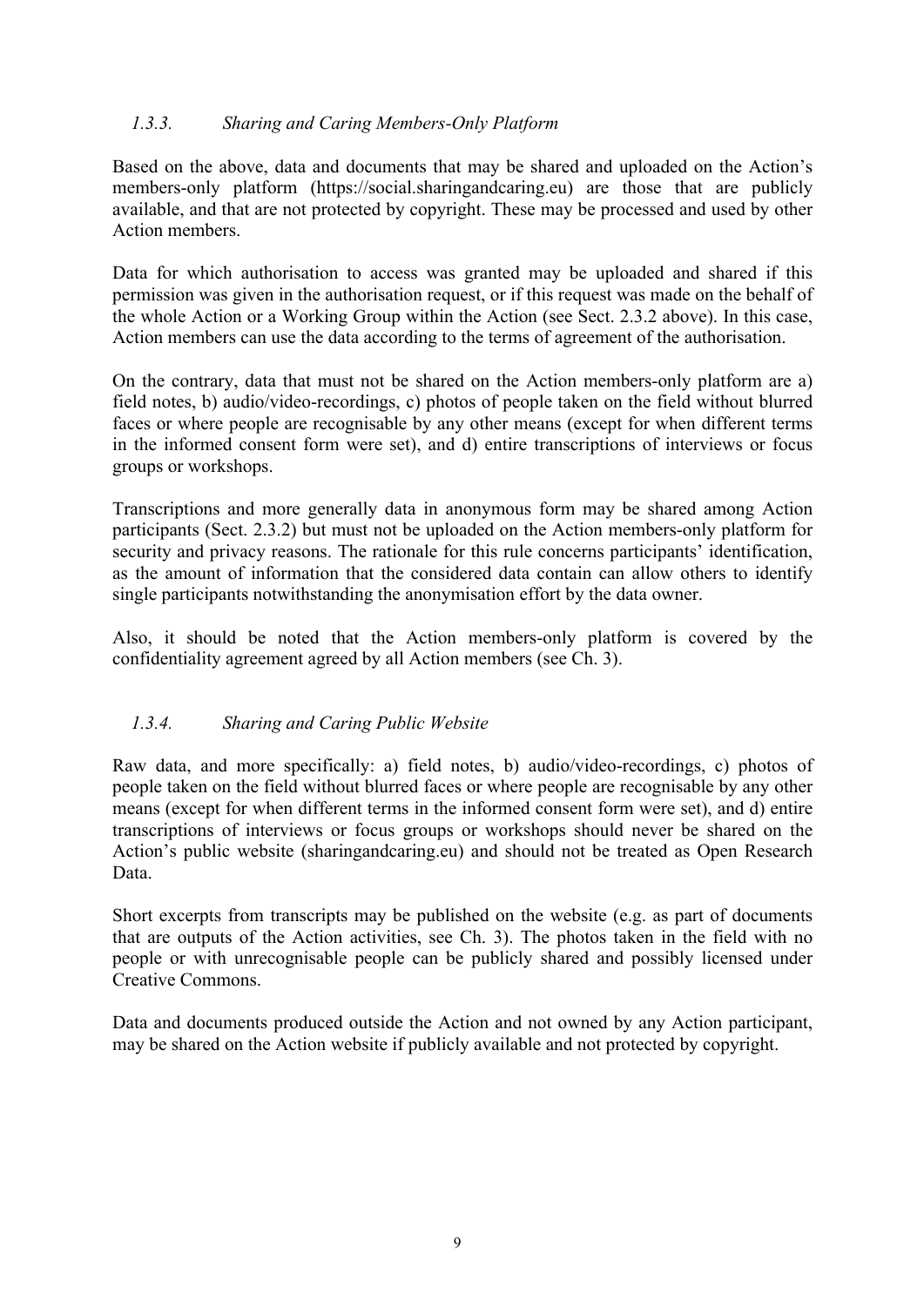### *1.3.3. Sharing and Caring Members-Only Platform*

Based on the above, data and documents that may be shared and uploaded on the Action's members-only platform (https://social.sharingandcaring.eu) are those that are publicly available, and that are not protected by copyright. These may be processed and used by other Action members.

Data for which authorisation to access was granted may be uploaded and shared if this permission was given in the authorisation request, or if this request was made on the behalf of the whole Action or a Working Group within the Action (see Sect. 2.3.2 above). In this case, Action members can use the data according to the terms of agreement of the authorisation.

On the contrary, data that must not be shared on the Action members-only platform are a) field notes, b) audio/video-recordings, c) photos of people taken on the field without blurred faces or where people are recognisable by any other means (except for when different terms in the informed consent form were set), and d) entire transcriptions of interviews or focus groups or workshops.

Transcriptions and more generally data in anonymous form may be shared among Action participants (Sect. 2.3.2) but must not be uploaded on the Action members-only platform for security and privacy reasons. The rationale for this rule concerns participants' identification, as the amount of information that the considered data contain can allow others to identify single participants notwithstanding the anonymisation effort by the data owner.

Also, it should be noted that the Action members-only platform is covered by the confidentiality agreement agreed by all Action members (see Ch. 3).

### *1.3.4. Sharing and Caring Public Website*

Raw data, and more specifically: a) field notes, b) audio/video-recordings, c) photos of people taken on the field without blurred faces or where people are recognisable by any other means (except for when different terms in the informed consent form were set), and d) entire transcriptions of interviews or focus groups or workshops should never be shared on the Action's public website (sharingandcaring.eu) and should not be treated as Open Research Data.

Short excerpts from transcripts may be published on the website (e.g. as part of documents that are outputs of the Action activities, see Ch. 3). The photos taken in the field with no people or with unrecognisable people can be publicly shared and possibly licensed under Creative Commons.

Data and documents produced outside the Action and not owned by any Action participant, may be shared on the Action website if publicly available and not protected by copyright.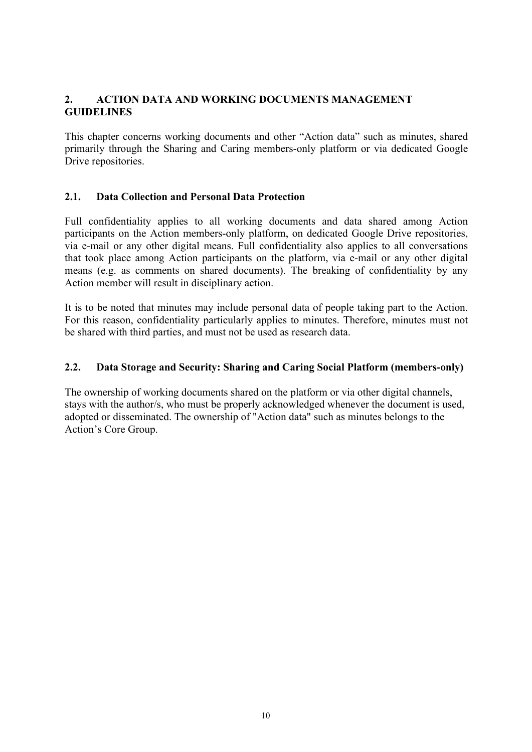## 2. ACTION DATA AND WORKING DOCUMENTS MANAGEMENT GUIDELINES

This chapter concerns working documents and other "Action data" such as minutes, shared primarily through the Sharing and Caring members-only platform or via dedicated Google Drive repositories.

### 2.1. Data Collection and Personal Data Protection

Full confidentiality applies to all working documents and data shared among Action participants on the Action members-only platform, on dedicated Google Drive repositories, via e-mail or any other digital means. Full confidentiality also applies to all conversations that took place among Action participants on the platform, via e-mail or any other digital means (e.g. as comments on shared documents). The breaking of confidentiality by any Action member will result in disciplinary action.

It is to be noted that minutes may include personal data of people taking part to the Action. For this reason, confidentiality particularly applies to minutes. Therefore, minutes must not be shared with third parties, and must not be used as research data.

### 2.2. Data Storage and Security: Sharing and Caring Social Platform (members-only)

The ownership of working documents shared on the platform or via other digital channels, stays with the author/s, who must be properly acknowledged whenever the document is used, adopted or disseminated. The ownership of "Action data" such as minutes belongs to the Action's Core Group.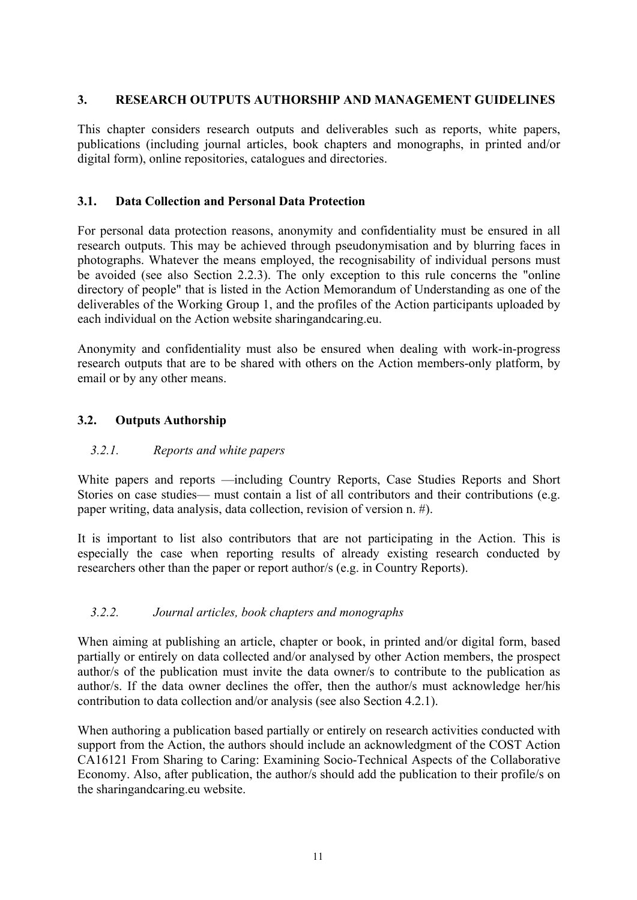## 3. RESEARCH OUTPUTS AUTHORSHIP AND MANAGEMENT GUIDELINES

This chapter considers research outputs and deliverables such as reports, white papers, publications (including journal articles, book chapters and monographs, in printed and/or digital form), online repositories, catalogues and directories.

### 3.1. Data Collection and Personal Data Protection

For personal data protection reasons, anonymity and confidentiality must be ensured in all research outputs. This may be achieved through pseudonymisation and by blurring faces in photographs. Whatever the means employed, the recognisability of individual persons must be avoided (see also Section 2.2.3). The only exception to this rule concerns the "online directory of people" that is listed in the Action Memorandum of Understanding as one of the deliverables of the Working Group 1, and the profiles of the Action participants uploaded by each individual on the Action website sharingandcaring.eu.

Anonymity and confidentiality must also be ensured when dealing with work-in-progress research outputs that are to be shared with others on the Action members-only platform, by email or by any other means.

### 3.2. Outputs Authorship

#### *3.2.1. Reports and white papers*

White papers and reports —including Country Reports, Case Studies Reports and Short Stories on case studies— must contain a list of all contributors and their contributions (e.g. paper writing, data analysis, data collection, revision of version n. #).

It is important to list also contributors that are not participating in the Action. This is especially the case when reporting results of already existing research conducted by researchers other than the paper or report author/s (e.g. in Country Reports).

#### *3.2.2. Journal articles, book chapters and monographs*

When aiming at publishing an article, chapter or book, in printed and/or digital form, based partially or entirely on data collected and/or analysed by other Action members, the prospect author/s of the publication must invite the data owner/s to contribute to the publication as author/s. If the data owner declines the offer, then the author/s must acknowledge her/his contribution to data collection and/or analysis (see also Section 4.2.1).

When authoring a publication based partially or entirely on research activities conducted with support from the Action, the authors should include an acknowledgment of the COST Action CA16121 From Sharing to Caring: Examining Socio-Technical Aspects of the Collaborative Economy. Also, after publication, the author/s should add the publication to their profile/s on the sharingandcaring.eu website.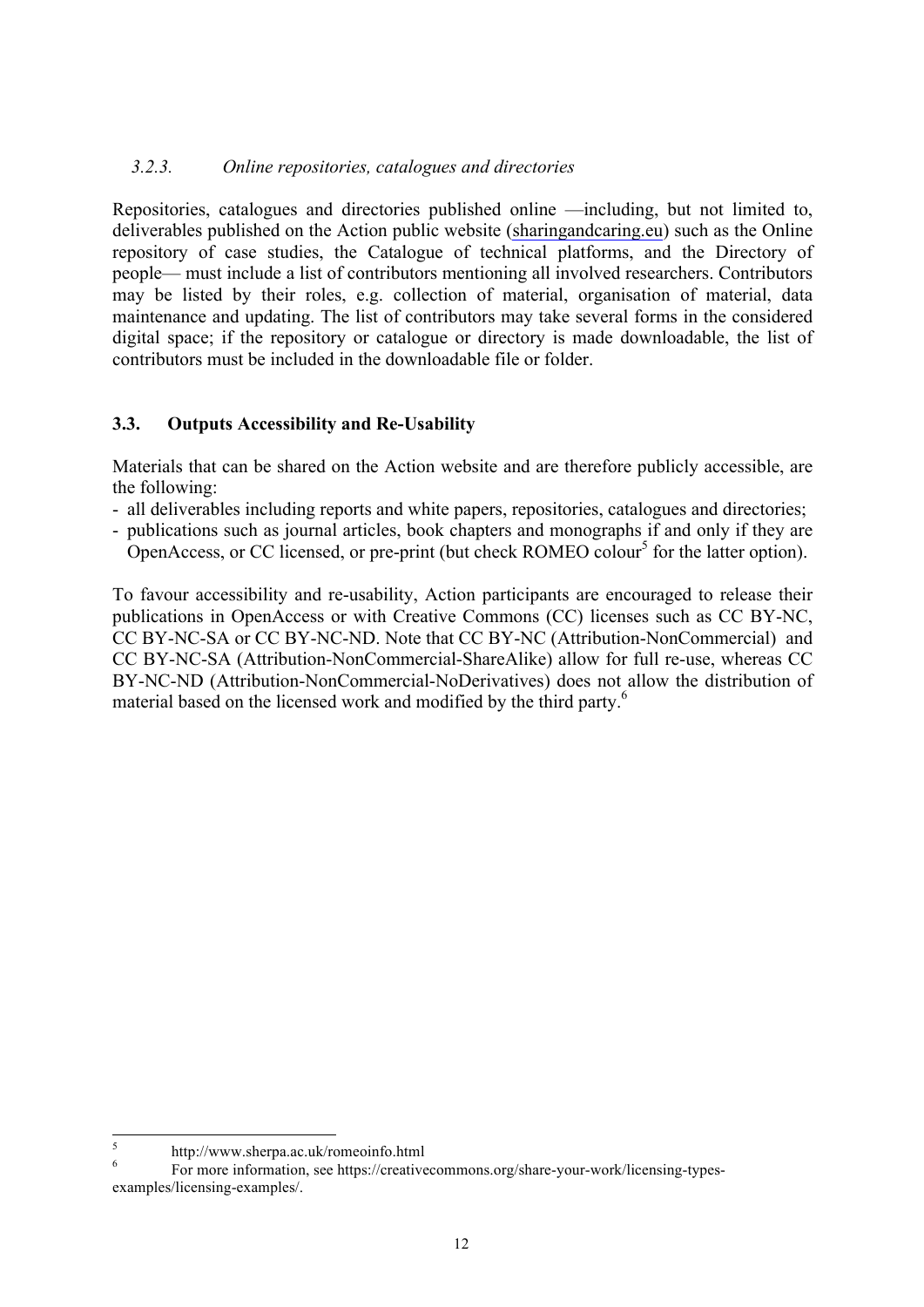#### *3.2.3. Online repositories, catalogues and directories*

Repositories, catalogues and directories published online —including, but not limited to, deliverables published on the Action public website (sharingandcaring.eu) such as the Online repository of case studies, the Catalogue of technical platforms, and the Directory of people— must include a list of contributors mentioning all involved researchers. Contributors may be listed by their roles, e.g. collection of material, organisation of material, data maintenance and updating. The list of contributors may take several forms in the considered digital space; if the repository or catalogue or directory is made downloadable, the list of contributors must be included in the downloadable file or folder.

### 3.3. Outputs Accessibility and Re-Usability

Materials that can be shared on the Action website and are therefore publicly accessible, are the following:

- all deliverables including reports and white papers, repositories, catalogues and directories;
- publications such as journal articles, book chapters and monographs if and only if they are OpenAccess, or CC licensed, or pre-print (but check ROMEO colour[5] for the latter option).

To favour accessibility and re-usability, Action participants are encouraged to release their publications in OpenAccess or with Creative Commons (CC) licenses such as CC BY-NC, CC BY-NC-SA or CC BY-NC-ND. Note that CC BY-NC (Attribution-NonCommercial) and CC BY-NC-SA (Attribution-NonCommercial-ShareAlike) allow for full re-use, whereas CC BY-NC-ND (Attribution-NonCommercial-NoDerivatives) does not allow the distribution of material based on the licensed work and modified by the third party.[6]

---

[5] http://www.sherpa.ac.uk/romeoinfo.html

[6] For more information, see https://creativecommons.org/share-your-work/licensing-types-examples/licensing-examples/.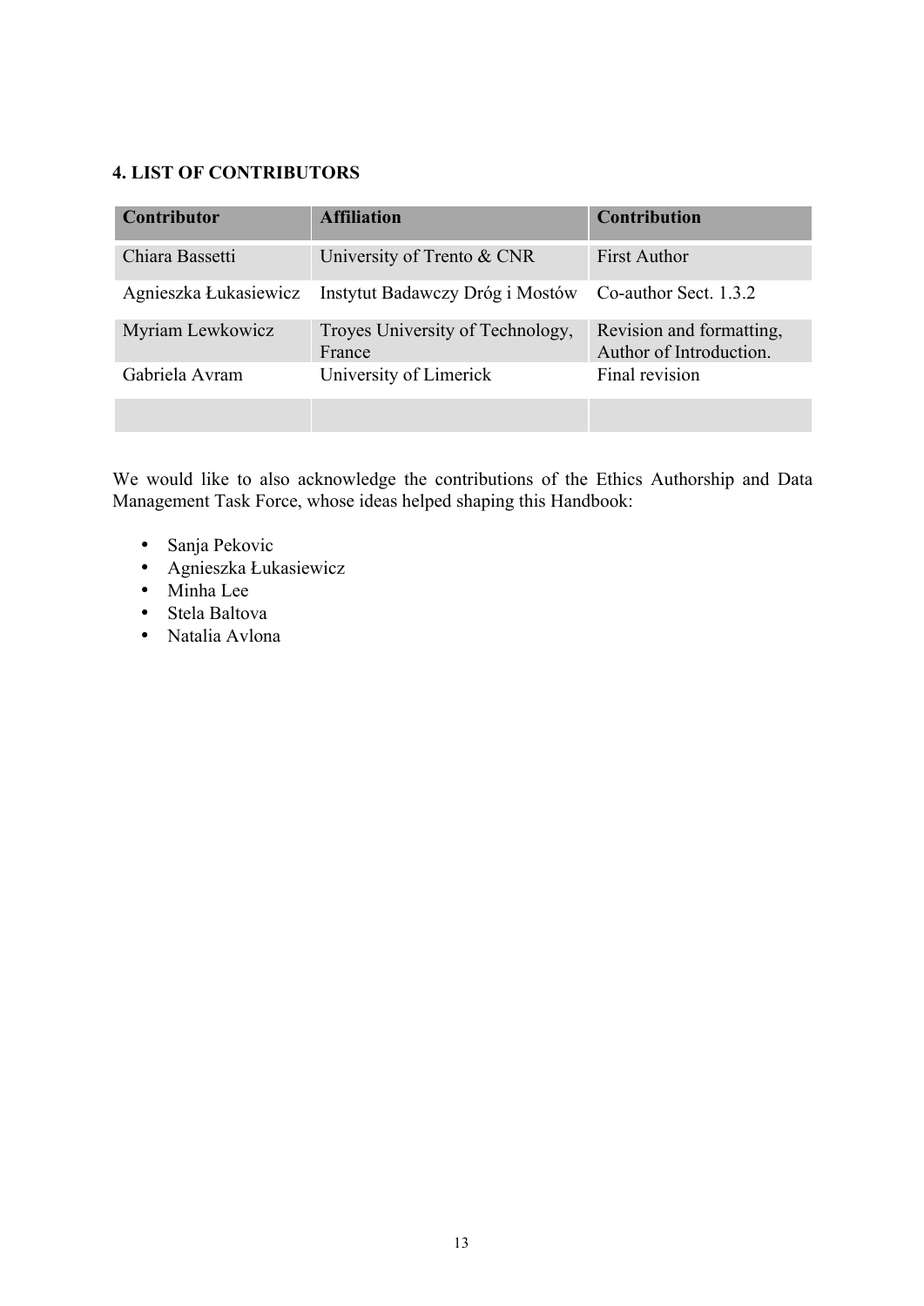## 4. LIST OF CONTRIBUTORS

| Contributor | Affiliation | Contribution |
|---|---|---|
| Chiara Bassetti | University of Trento & CNR | First Author |
| Agnieszka Łukasiewicz | Instytut Badawczy Dróg i Mostów | Co-author Sect. 1.3.2 |
| Myriam Lewkowicz | Troyes University of Technology, France | Revision and formatting, Author of Introduction. |
| Gabriela Avram | University of Limerick | Final revision |
| | | |

We would like to also acknowledge the contributions of the Ethics Authorship and Data Management Task Force, whose ideas helped shaping this Handbook:

- Sanja Pekovic
- Agnieszka Łukasiewicz
- Minha Lee
- Stela Baltova
- Natalia Avlona